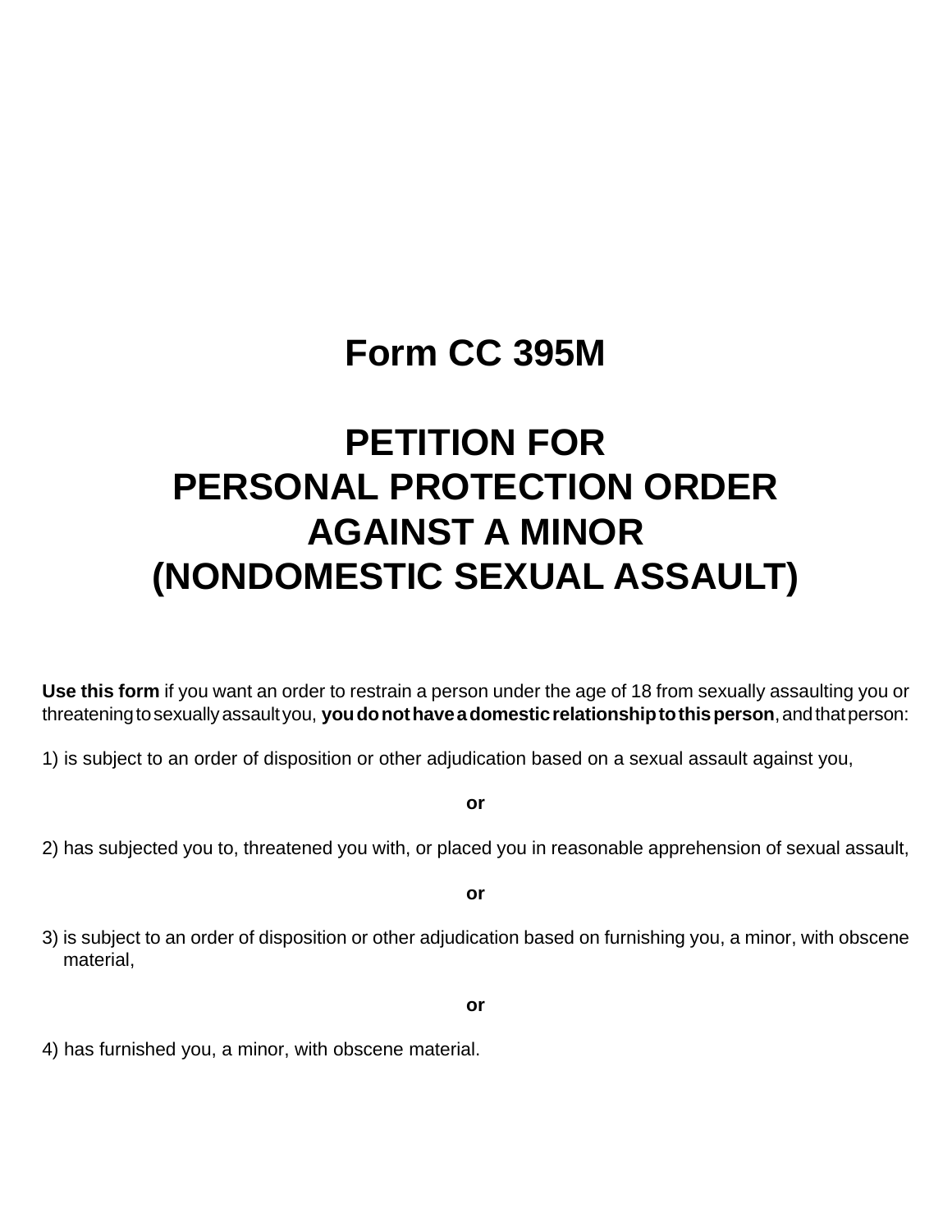# Form CC 395M

# PETITION FOR PERSONAL PROTECTION ORDER AGAINST A MINOR (NONDOMESTIC SEXUAL ASSAULT)

**Use this form** if you want an order to restrain a person under the age of 18 from sexually assaulting you or threatening to sexually assault you, **you do not have a domestic relationship to this person**, and that person:

1) is subject to an order of disposition or other adjudication based on a sexual assault against you,

**or**

2) has subjected you to, threatened you with, or placed you in reasonable apprehension of sexual assault,

**or**

3) is subject to an order of disposition or other adjudication based on furnishing you, a minor, with obscene material,

**or**

4) has furnished you, a minor, with obscene material.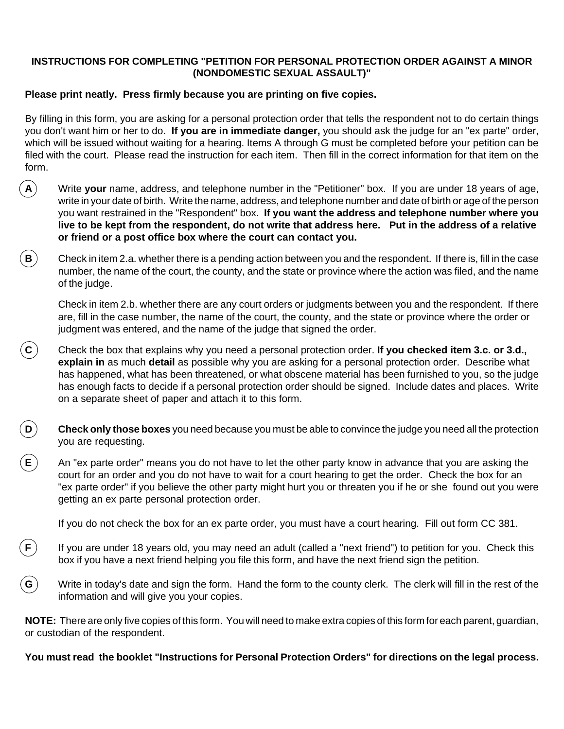**INSTRUCTIONS FOR COMPLETING "PETITION FOR PERSONAL PROTECTION ORDER AGAINST A MINOR (NONDOMESTIC SEXUAL ASSAULT)"**

**Please print neatly. Press firmly because you are printing on five copies.**

By filling in this form, you are asking for a personal protection order that tells the respondent not to do certain things you don't want him or her to do. **If you are in immediate danger,** you should ask the judge for an "ex parte" order, which will be issued without waiting for a hearing. Items A through G must be completed before your petition can be filed with the court. Please read the instruction for each item. Then fill in the correct information for that item on the form.

**(A)** Write **your** name, address, and telephone number in the "Petitioner" box. If you are under 18 years of age, write in your date of birth. Write the name, address, and telephone number and date of birth or age of the person you want restrained in the "Respondent" box. **If you want the address and telephone number where you live to be kept from the respondent, do not write that address here. Put in the address of a relative or friend or a post office box where the court can contact you.**

**(B)** Check in item 2.a. whether there is a pending action between you and the respondent. If there is, fill in the case number, the name of the court, the county, and the state or province where the action was filed, and the name of the judge.

Check in item 2.b. whether there are any court orders or judgments between you and the respondent. If there are, fill in the case number, the name of the court, the county, and the state or province where the order or judgment was entered, and the name of the judge that signed the order.

**(C)** Check the box that explains why you need a personal protection order. **If you checked item 3.c. or 3.d., explain in** as much **detail** as possible why you are asking for a personal protection order. Describe what has happened, what has been threatened, or what obscene material has been furnished to you, so the judge has enough facts to decide if a personal protection order should be signed. Include dates and places. Write on a separate sheet of paper and attach it to this form.

**(D)** **Check only those boxes** you need because you must be able to convince the judge you need all the protection you are requesting.

**(E)** An "ex parte order" means you do not have to let the other party know in advance that you are asking the court for an order and you do not have to wait for a court hearing to get the order. Check the box for an "ex parte order" if you believe the other party might hurt you or threaten you if he or she found out you were getting an ex parte personal protection order.

If you do not check the box for an ex parte order, you must have a court hearing. Fill out form CC 381.

**(F)** If you are under 18 years old, you may need an adult (called a "next friend") to petition for you. Check this box if you have a next friend helping you file this form, and have the next friend sign the petition.

**(G)** Write in today's date and sign the form. Hand the form to the county clerk. The clerk will fill in the rest of the information and will give you your copies.

**NOTE:** There are only five copies of this form. You will need to make extra copies of this form for each parent, guardian, or custodian of the respondent.

**You must read the booklet "Instructions for Personal Protection Orders" for directions on the legal process.**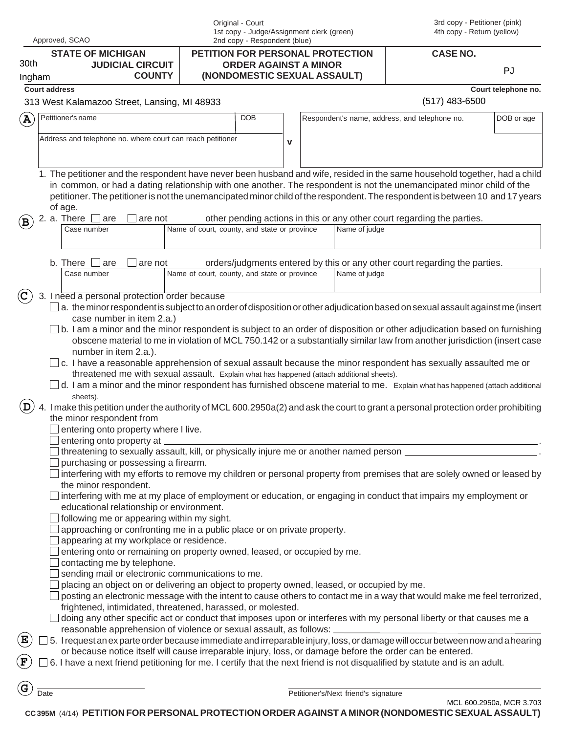Approved, SCAO

Original - Court
1st copy - Judge/Assignment clerk (green)
2nd copy - Respondent (blue)

3rd copy - Petitioner (pink)
4th copy - Return (yellow)

| STATE OF MICHIGAN 30th JUDICIAL CIRCUIT Ingham COUNTY | PETITION FOR PERSONAL PROTECTION ORDER AGAINST A MINOR (NONDOMESTIC SEXUAL ASSAULT) | CASE NO. PJ |
|---|---|---|

Court address: 313 West Kalamazoo Street, Lansing, MI 48933

Court telephone no.: (517) 483-6500

**A**

| Petitioner's name | DOB | | Respondent's name, address, and telephone no. | DOB or age |
|---|---|---|---|---|
| Address and telephone no. where court can reach petitioner | | v | | |

1. The petitioner and the respondent have never been husband and wife, resided in the same household together, had a child in common, or had a dating relationship with one another. The respondent is not the unemancipated minor child of the petitioner. The petitioner is not the unemancipated minor child of the respondent. The respondent is between 10 and 17 years of age.

**B**

2. a. There ☐ are ☐ are not other pending actions in this or any other court regarding the parties.

| Case number | Name of court, county, and state or province | Name of judge |
|---|---|---|
| | | |

b. There ☐ are ☐ are not orders/judgments entered by this or any other court regarding the parties.

| Case number | Name of court, county, and state or province | Name of judge |
|---|---|---|
| | | |

**C**

3. I need a personal protection order because
   - ☐ a. the minor respondent is subject to an order of disposition or other adjudication based on sexual assault against me (insert case number in item 2.a.)
   - ☐ b. I am a minor and the minor respondent is subject to an order of disposition or other adjudication based on furnishing obscene material to me in violation of MCL 750.142 or a substantially similar law from another jurisdiction (insert case number in item 2.a.).
   - ☐ c. I have a reasonable apprehension of sexual assault because the minor respondent has sexually assaulted me or threatened me with sexual assault. Explain what has happened (attach additional sheets).
   - ☐ d. I am a minor and the minor respondent has furnished obscene material to me. Explain what has happened (attach additional sheets).

**D**

4. I make this petition under the authority of MCL 600.2950a(2) and ask the court to grant a personal protection order prohibiting the minor respondent from
   - ☐ entering onto property where I live.
   - ☐ entering onto property at ______________________________.
   - ☐ threatening to sexually assault, kill, or physically injure me or another named person ______________________.
   - ☐ purchasing or possessing a firearm.
   - ☐ interfering with my efforts to remove my children or personal property from premises that are solely owned or leased by the minor respondent.
   - ☐ interfering with me at my place of employment or education, or engaging in conduct that impairs my employment or educational relationship or environment.
   - ☐ following me or appearing within my sight.
   - ☐ approaching or confronting me in a public place or on private property.
   - ☐ appearing at my workplace or residence.
   - ☐ entering onto or remaining on property owned, leased, or occupied by me.
   - ☐ contacting me by telephone.
   - ☐ sending mail or electronic communications to me.
   - ☐ placing an object on or delivering an object to property owned, leased, or occupied by me.
   - ☐ posting an electronic message with the intent to cause others to contact me in a way that would make me feel terrorized, frightened, intimidated, threatened, harassed, or molested.
   - ☐ doing any other specific act or conduct that imposes upon or interferes with my personal liberty or that causes me a reasonable apprehension of violence or sexual assault, as follows: ______________________

**E** ☐ 5. I request an ex parte order because immediate and irreparable injury, loss, or damage will occur between now and a hearing or because notice itself will cause irreparable injury, loss, or damage before the order can be entered.

**F** ☐ 6. I have a next friend petitioning for me. I certify that the next friend is not disqualified by statute and is an adult.

**G**

______________________
Date

______________________
Petitioner's/Next friend's signature

MCL 600.2950a, MCR 3.703

CC 395M (4/14) **PETITION FOR PERSONAL PROTECTION ORDER AGAINST A MINOR (NONDOMESTIC SEXUAL ASSAULT)**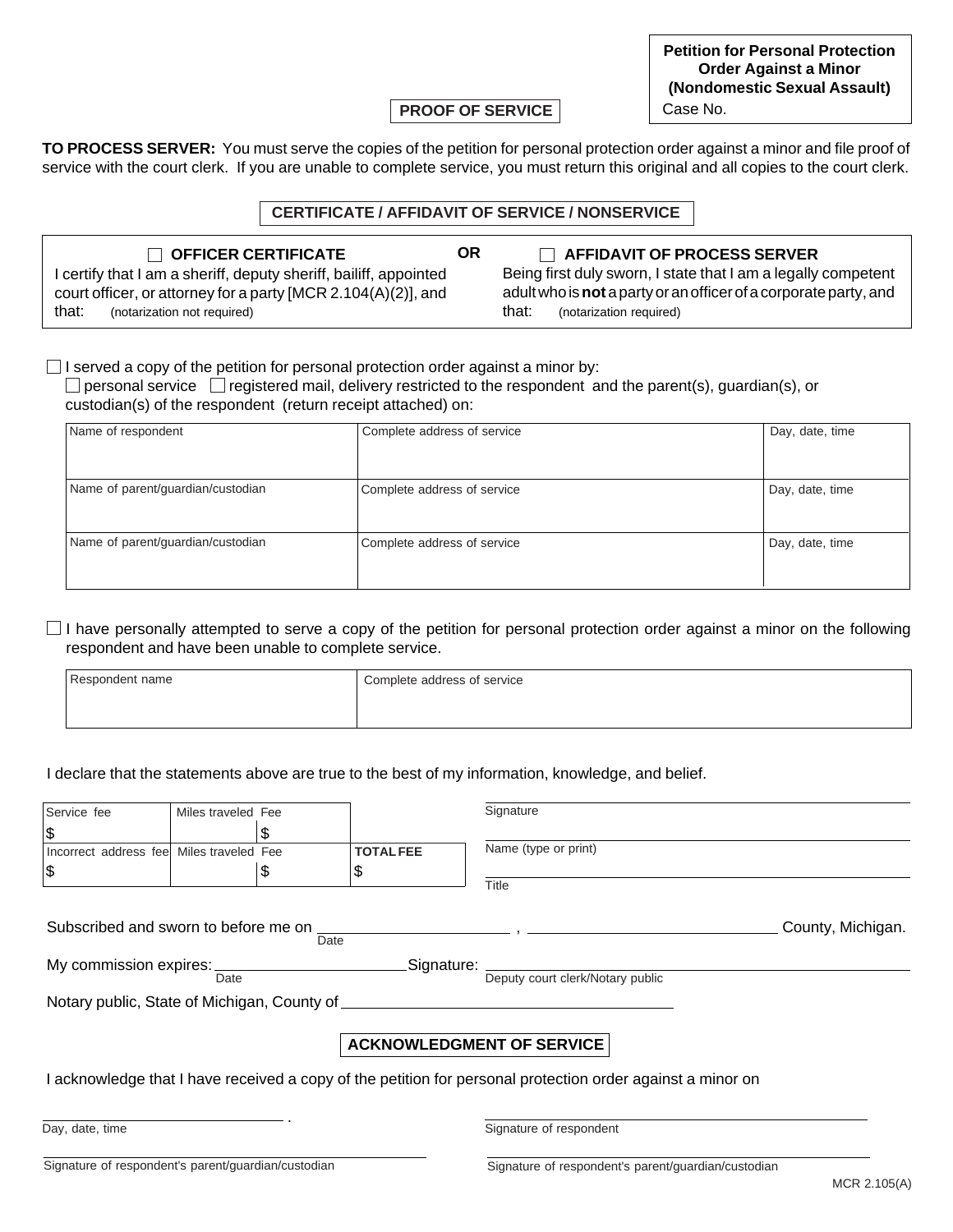**Petition for Personal Protection Order Against a Minor (Nondomestic Sexual Assault)**
Case No.

## PROOF OF SERVICE

**TO PROCESS SERVER:** You must serve the copies of the petition for personal protection order against a minor and file proof of service with the court clerk. If you are unable to complete service, you must return this original and all copies to the court clerk.

### CERTIFICATE / AFFIDAVIT OF SERVICE / NONSERVICE

| ☐ **OFFICER CERTIFICATE** | **OR** | ☐ **AFFIDAVIT OF PROCESS SERVER** |
|---|---|---|
| I certify that I am a sheriff, deputy sheriff, bailiff, appointed court officer, or attorney for a party [MCR 2.104(A)(2)], and that: (notarization not required) | | Being first duly sworn, I state that I am a legally competent adult who is **not** a party or an officer of a corporate party, and that: (notarization required) |

☐ I served a copy of the petition for personal protection order against a minor by:
☐ personal service ☐ registered mail, delivery restricted to the respondent and the parent(s), guardian(s), or custodian(s) of the respondent (return receipt attached) on:

| Name of respondent | Complete address of service | Day, date, time |
|---|---|---|
| Name of parent/guardian/custodian | Complete address of service | Day, date, time |
| Name of parent/guardian/custodian | Complete address of service | Day, date, time |

☐ I have personally attempted to serve a copy of the petition for personal protection order against a minor on the following respondent and have been unable to complete service.

| Respondent name | Complete address of service |
|---|---|
| | |

I declare that the statements above are true to the best of my information, knowledge, and belief.

| Service fee | Miles traveled | Fee | |
|---|---|---|---|
| $ | | $ | |
| Incorrect address fee | Miles traveled | Fee | **TOTAL FEE** |
| $ | | $ | $ |

Signature

Name (type or print)

Title

Subscribed and sworn to before me on ____________________ (Date), ____________________ County, Michigan.

My commission expires: ____________________ (Date) Signature: ____________________ (Deputy court clerk/Notary public)

Notary public, State of Michigan, County of ____________________

### ACKNOWLEDGMENT OF SERVICE

I acknowledge that I have received a copy of the petition for personal protection order against a minor on

____________________ .
Day, date, time

____________________
Signature of respondent

____________________
Signature of respondent's parent/guardian/custodian

____________________
Signature of respondent's parent/guardian/custodian

MCR 2.105(A)